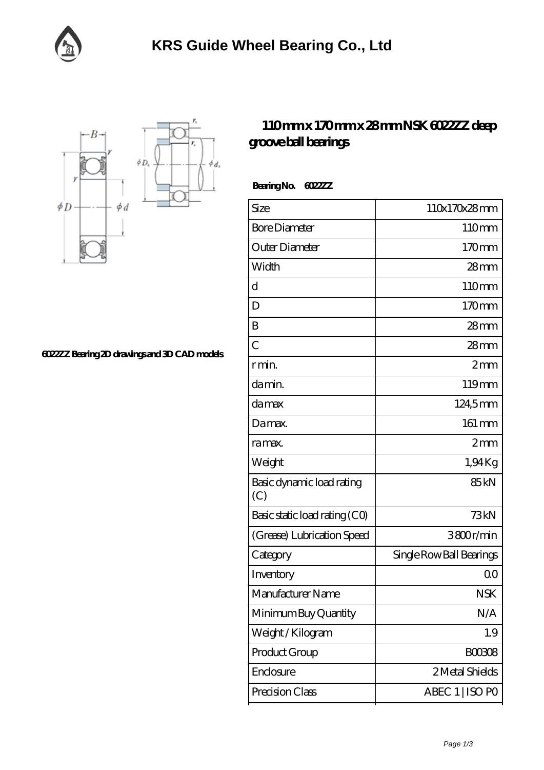# KRS Guide Wheel Bearing Co., Ltd

6022ZZ Bearing 2D drawings and 3D CAD models

## 110 mm x 170 mm x 28 mm NSK 6022ZZ deep groove ball bearings

**Bearing No.** 6022ZZ

| Size | 110x170x28 mm |
|---|---|
| Bore Diameter | 110 mm |
| Outer Diameter | 170 mm |
| Width | 28 mm |
| d | 110 mm |
| D | 170 mm |
| B | 28 mm |
| C | 28 mm |
| r min. | 2 mm |
| da min. | 119 mm |
| da max | 124,5 mm |
| Da max. | 161 mm |
| ra max. | 2 mm |
| Weight | 1,94 Kg |
| Basic dynamic load rating (C) | 85 kN |
| Basic static load rating (C0) | 73 kN |
| (Grease) Lubrication Speed | 3800 r/min |
| Category | Single Row Ball Bearings |
| Inventory | 0.0 |
| Manufacturer Name | NSK |
| Minimum Buy Quantity | N/A |
| Weight / Kilogram | 1.9 |
| Product Group | B00308 |
| Enclosure | 2 Metal Shields |
| Precision Class | ABEC 1 \| ISO P0 |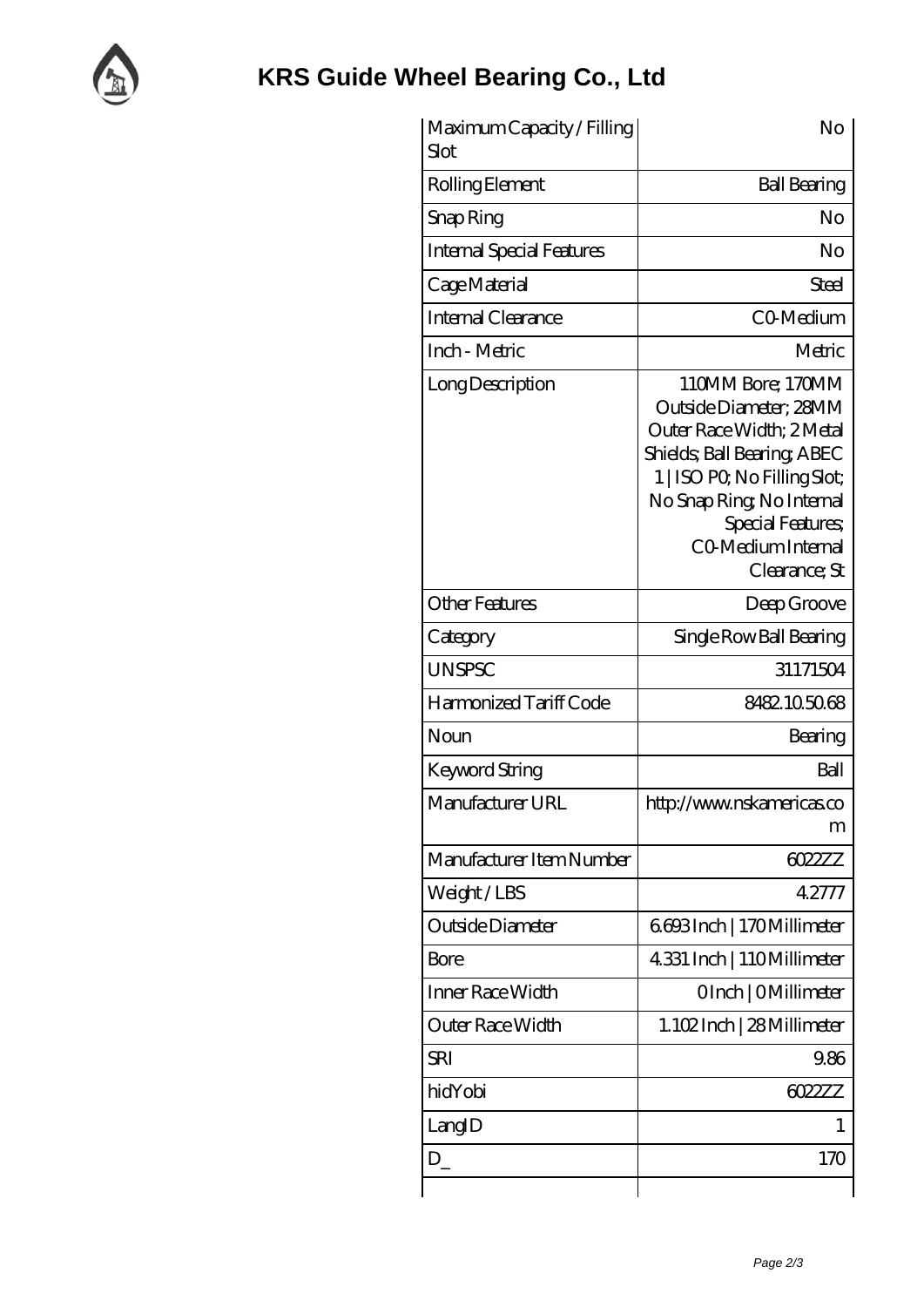# KRS Guide Wheel Bearing Co., Ltd

| | |
|---|---|
| Maximum Capacity / Filling Slot | No |
| Rolling Element | Ball Bearing |
| Snap Ring | No |
| Internal Special Features | No |
| Cage Material | Steel |
| Internal Clearance | C0-Medium |
| Inch - Metric | Metric |
| Long Description | 110MM Bore; 170MM Outside Diameter; 28MM Outer Race Width; 2 Metal Shields; Ball Bearing; ABEC 1 \| ISO P0; No Filling Slot; No Snap Ring; No Internal Special Features; C0-Medium Internal Clearance; St |
| Other Features | Deep Groove |
| Category | Single Row Ball Bearing |
| UNSPSC | 31171504 |
| Harmonized Tariff Code | 8482.10.50.68 |
| Noun | Bearing |
| Keyword String | Ball |
| Manufacturer URL | http://www.nskamericas.com |
| Manufacturer Item Number | 6022ZZ |
| Weight / LBS | 4.2777 |
| Outside Diameter | 6.693 Inch \| 170 Millimeter |
| Bore | 4.331 Inch \| 110 Millimeter |
| Inner Race Width | 0 Inch \| 0 Millimeter |
| Outer Race Width | 1.102 Inch \| 28 Millimeter |
| SRI | 9.86 |
| hidYobi | 6022ZZ |
| LangID | 1 |
| D_ | 170 |
| | |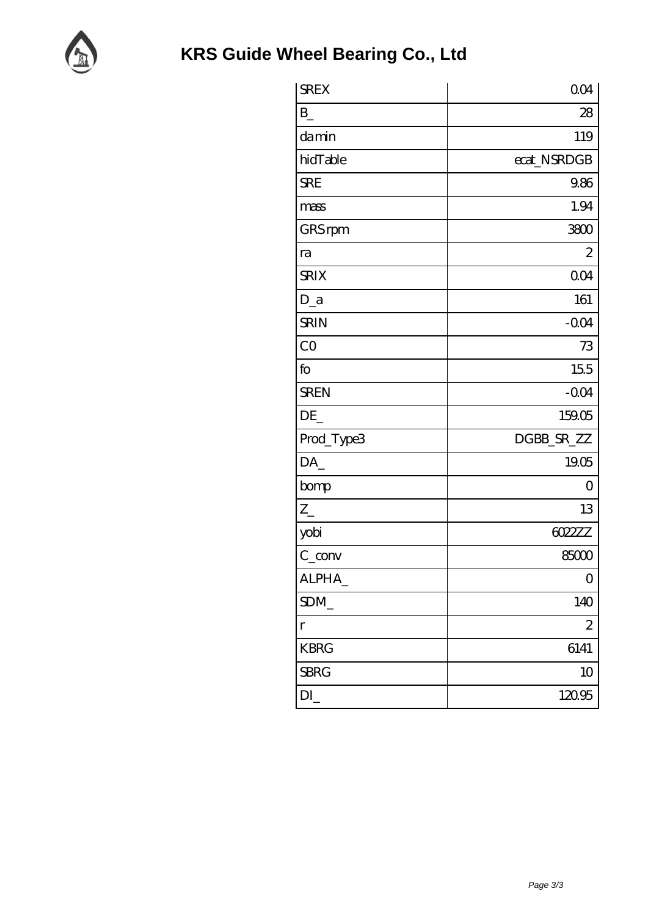| | |
|---|---|
| SREX | 0.04 |
| B_ | 28 |
| da min | 119 |
| hidTable | ecat_NSRDGB |
| SRE | 9.86 |
| mass | 1.94 |
| GRS rpm | 3800 |
| ra | 2 |
| SRIX | 0.04 |
| D_a | 161 |
| SRIN | -0.04 |
| C0 | 73 |
| fo | 15.5 |
| SREN | -0.04 |
| DE_ | 159.05 |
| Prod_Type3 | DGBB_SR_ZZ |
| DA_ | 19.05 |
| bomp | 0 |
| Z_ | 13 |
| yobi | 6022ZZ |
| C_conv | 85000 |
| ALPHA_ | 0 |
| SDM_ | 140 |
| r | 2 |
| KBRG | 6141 |
| SBRG | 10 |
| DI_ | 120.95 |